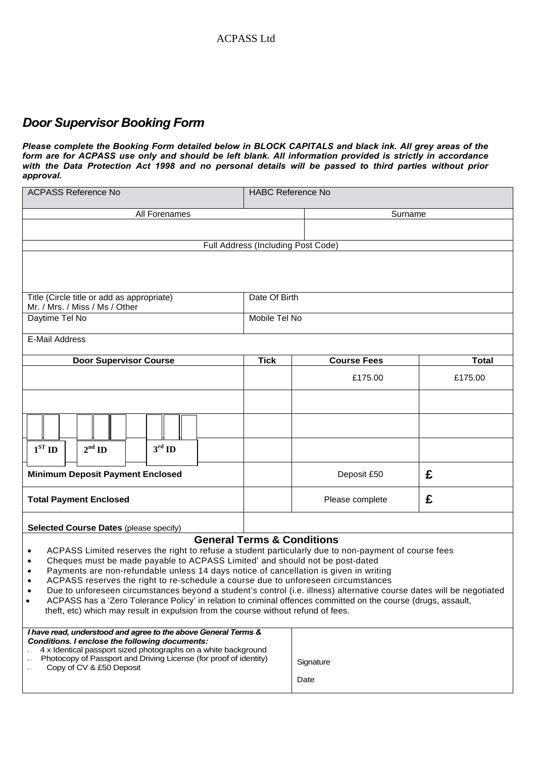ACPASS Ltd

## *Door Supervisor Booking Form*

***Please complete the Booking Form detailed below in BLOCK CAPITALS and black ink. All grey areas of the form are for ACPASS use only and should be left blank. All information provided is strictly in accordance with the Data Protection Act 1998 and no personal details will be passed to third parties without prior approval.***

| ACPASS Reference No | | HABC Reference No | |
|---|---|---|---|
| All Forenames | | Surname | |
| | | | |
| Full Address (Including Post Code) | | | |
| | | | |
| Title (Circle title or add as appropriate) Mr. / Mrs. / Miss / Ms / Other | | Date Of Birth | |
| Daytime Tel No | | Mobile Tel No | |
| E-Mail Address | | | |

| Door Supervisor Course | Tick | Course Fees | Total |
|---|---|---|---|
| | | £175.00 | £175.00 |
| | | | |
| | | | |
| 1[ST] ID 2[nd] ID 3[rd] ID | | | |
| **Minimum Deposit Payment Enclosed** | | Deposit £50 | **£** |
| **Total Payment Enclosed** | | Please complete | **£** |
| **Selected Course Dates** (please specify) | | | |

### General Terms & Conditions

- ACPASS Limited reserves the right to refuse a student particularly due to non-payment of course fees
- Cheques must be made payable to ACPASS Limited' and should not be post-dated
- Payments are non-refundable unless 14 days notice of cancellation is given in writing
- ACPASS reserves the right to re-schedule a course due to unforeseen circumstances
- Due to unforeseen circumstances beyond a student's control (i.e. illness) alternative course dates will be negotiated
- ACPASS has a 'Zero Tolerance Policy' in relation to criminal offences committed on the course (drugs, assault, theft, etc) which may result in expulsion from the course without refund of fees.

| ***I have read, understood and agree to the above General Terms & Conditions. I enclose the following documents:*** | |
|---|---|
| ☐ 4 x Identical passport sized photographs on a white background | Signature |
| ☐ Photocopy of Passport and Driving License (for proof of identity) | |
| ☐ Copy of CV & £50 Deposit | Date |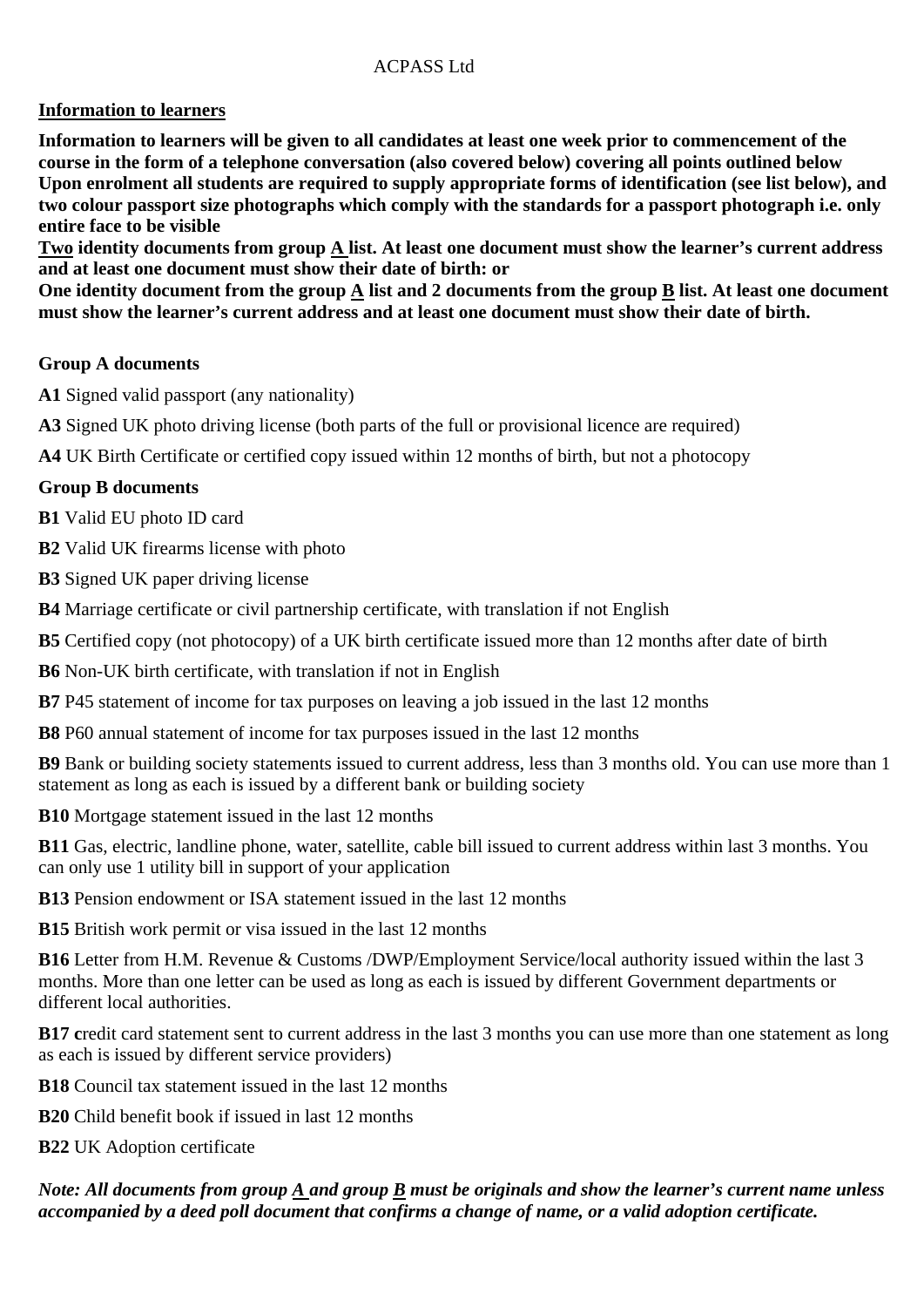ACPASS Ltd

**Information to learners**

**Information to learners will be given to all candidates at least one week prior to commencement of the course in the form of a telephone conversation (also covered below) covering all points outlined below Upon enrolment all students are required to supply appropriate forms of identification (see list below), and two colour passport size photographs which comply with the standards for a passport photograph i.e. only entire face to be visible**

**Two identity documents from group A list. At least one document must show the learner's current address and at least one document must show their date of birth: or**

**One identity document from the group A list and 2 documents from the group B list. At least one document must show the learner's current address and at least one document must show their date of birth.**

**Group A documents**

**A1** Signed valid passport (any nationality)

**A3** Signed UK photo driving license (both parts of the full or provisional licence are required)

**A4** UK Birth Certificate or certified copy issued within 12 months of birth, but not a photocopy

**Group B documents**

**B1** Valid EU photo ID card

**B2** Valid UK firearms license with photo

**B3** Signed UK paper driving license

**B4** Marriage certificate or civil partnership certificate, with translation if not English

**B5** Certified copy (not photocopy) of a UK birth certificate issued more than 12 months after date of birth

**B6** Non-UK birth certificate, with translation if not in English

**B7** P45 statement of income for tax purposes on leaving a job issued in the last 12 months

**B8** P60 annual statement of income for tax purposes issued in the last 12 months

**B9** Bank or building society statements issued to current address, less than 3 months old. You can use more than 1 statement as long as each is issued by a different bank or building society

**B10** Mortgage statement issued in the last 12 months

**B11** Gas, electric, landline phone, water, satellite, cable bill issued to current address within last 3 months. You can only use 1 utility bill in support of your application

**B13** Pension endowment or ISA statement issued in the last 12 months

**B15** British work permit or visa issued in the last 12 months

**B16** Letter from H.M. Revenue & Customs /DWP/Employment Service/local authority issued within the last 3 months. More than one letter can be used as long as each is issued by different Government departments or different local authorities.

**B17 c**redit card statement sent to current address in the last 3 months you can use more than one statement as long as each is issued by different service providers)

**B18** Council tax statement issued in the last 12 months

**B20** Child benefit book if issued in last 12 months

**B22** UK Adoption certificate

***Note: All documents from group A and group B must be originals and show the learner's current name unless accompanied by a deed poll document that confirms a change of name, or a valid adoption certificate.***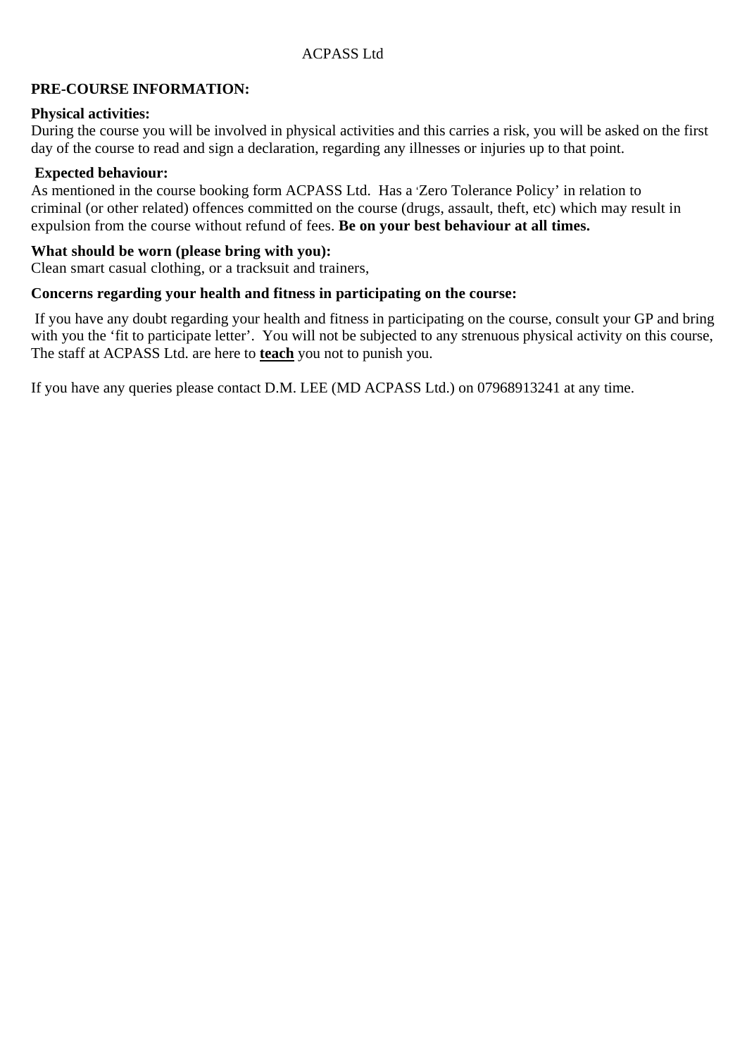ACPASS Ltd

## PRE-COURSE INFORMATION:

**Physical activities:**
During the course you will be involved in physical activities and this carries a risk, you will be asked on the first day of the course to read and sign a declaration, regarding any illnesses or injuries up to that point.

**Expected behaviour:**
As mentioned in the course booking form ACPASS Ltd. Has a 'Zero Tolerance Policy' in relation to criminal (or other related) offences committed on the course (drugs, assault, theft, etc) which may result in expulsion from the course without refund of fees. **Be on your best behaviour at all times.**

**What should be worn (please bring with you):**
Clean smart casual clothing, or a tracksuit and trainers,

**Concerns regarding your health and fitness in participating on the course:**

If you have any doubt regarding your health and fitness in participating on the course, consult your GP and bring with you the 'fit to participate letter'. You will not be subjected to any strenuous physical activity on this course, The staff at ACPASS Ltd. are here to <u>**teach**</u> you not to punish you.

If you have any queries please contact D.M. LEE (MD ACPASS Ltd.) on 07968913241 at any time.